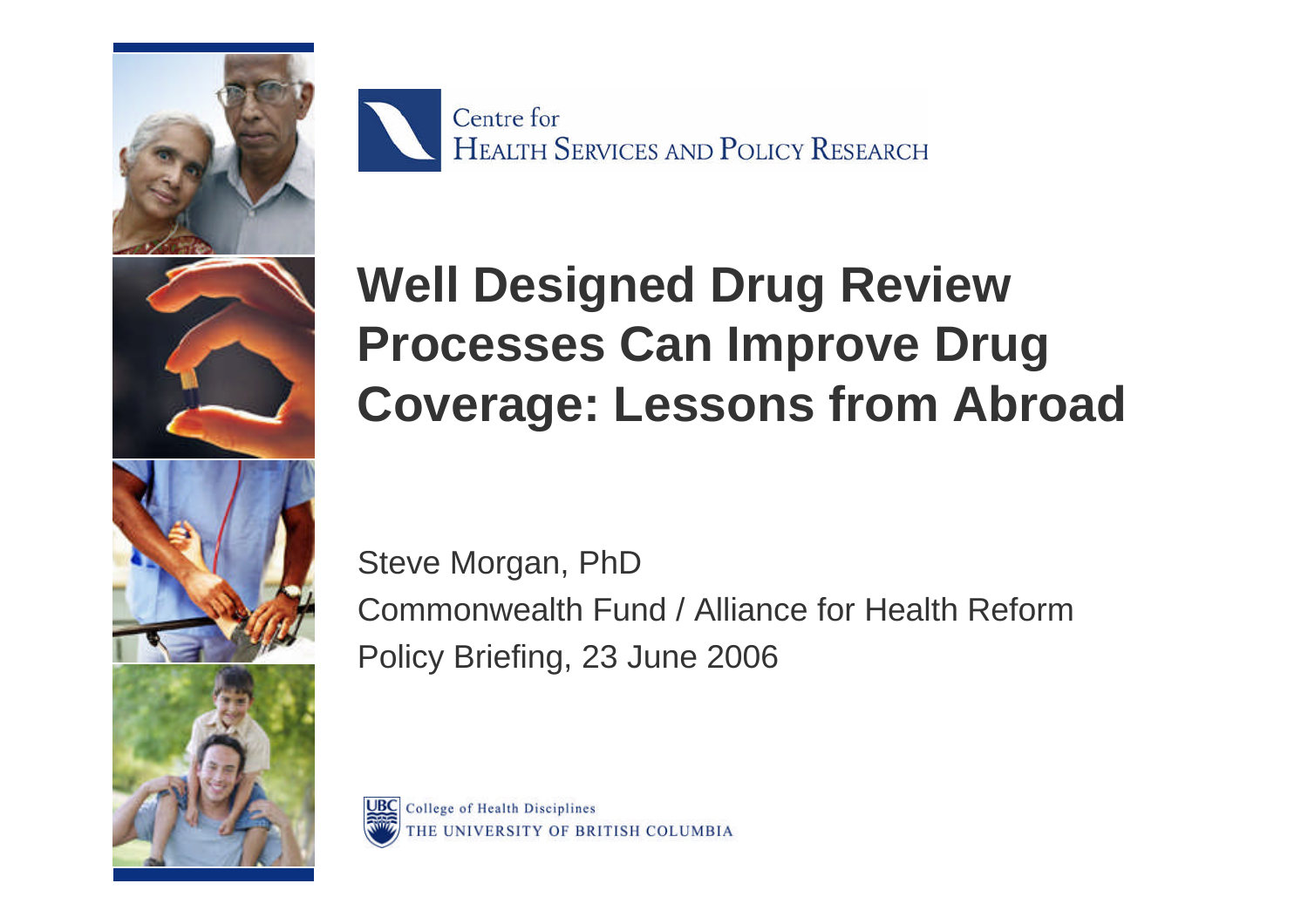Centre for
HEALTH SERVICES AND POLICY RESEARCH

# Well Designed Drug Review Processes Can Improve Drug Coverage: Lessons from Abroad

Steve Morgan, PhD

Commonwealth Fund / Alliance for Health Reform

Policy Briefing, 23 June 2006

College of Health Disciplines
THE UNIVERSITY OF BRITISH COLUMBIA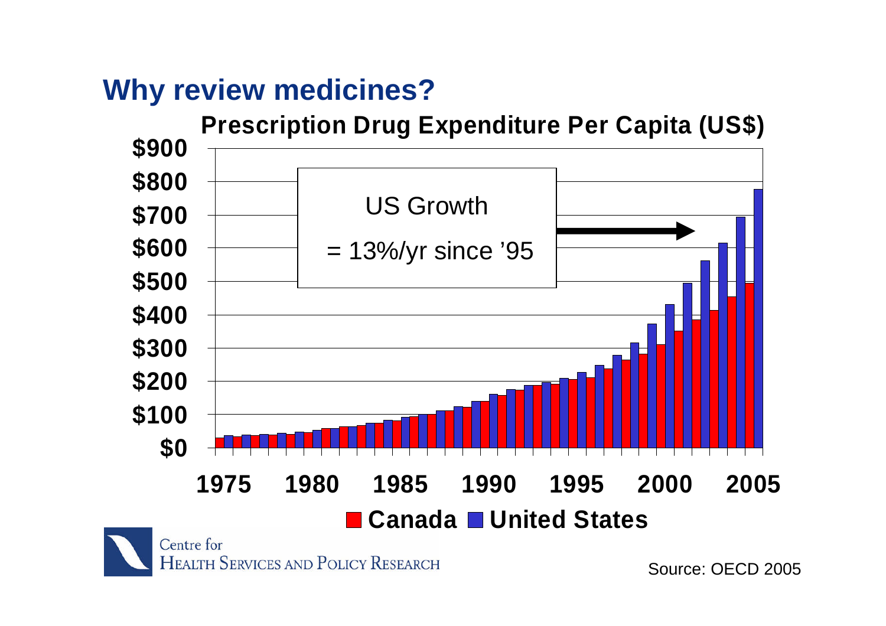# Why review medicines?

**Prescription Drug Expenditure Per Capita (US$)**

US Growth

= 13%/yr since '95

**Canada** **United States**

Source: OECD 2005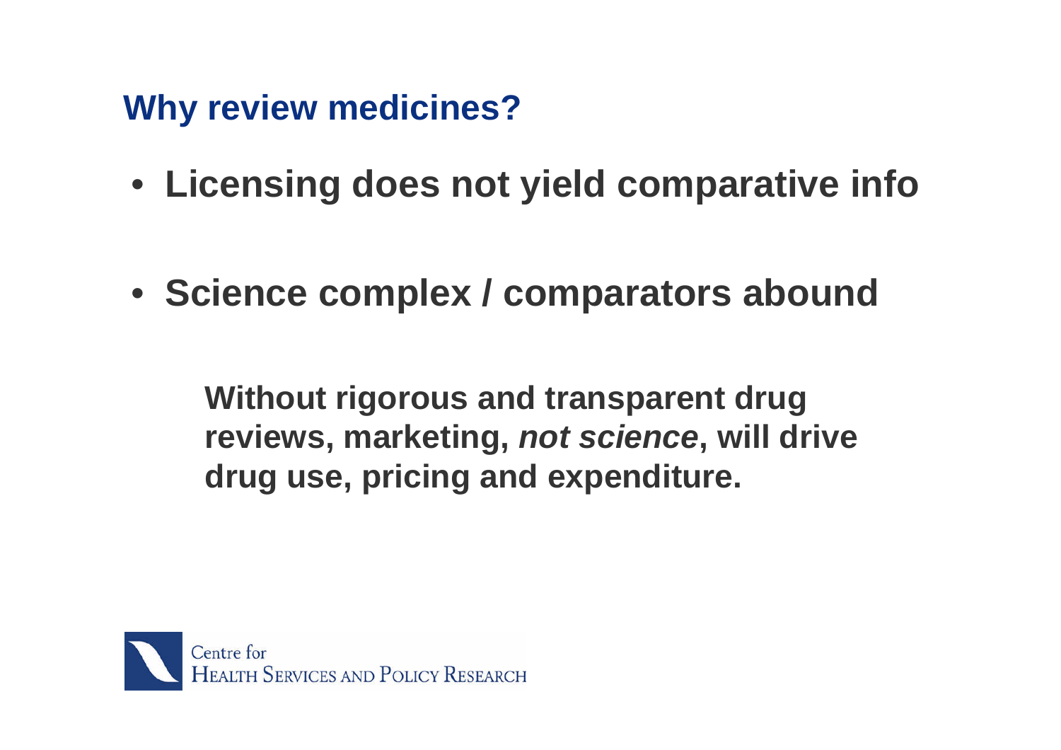## Why review medicines?

- **Licensing does not yield comparative info**

- **Science complex / comparators abound**

**Without rigorous and transparent drug reviews, marketing, *not science*, will drive drug use, pricing and expenditure.**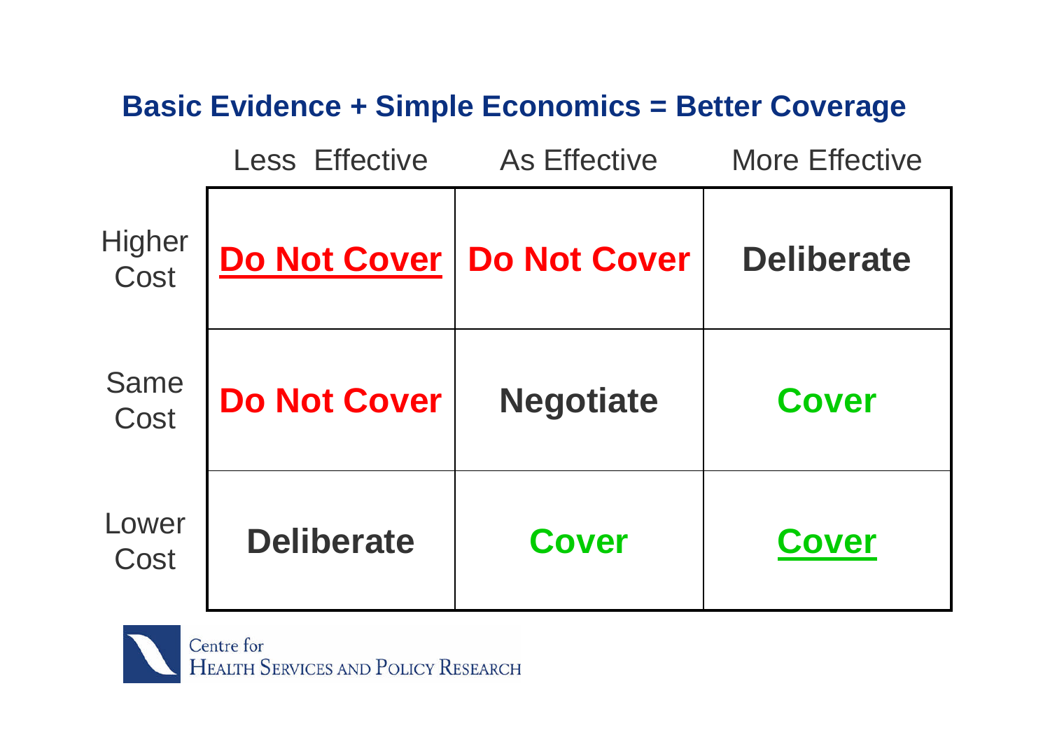## Basic Evidence + Simple Economics = Better Coverage

| | Less Effective | As Effective | More Effective |
|---|---|---|---|
| Higher Cost | **Do Not Cover** | **Do Not Cover** | **Deliberate** |
| Same Cost | **Do Not Cover** | **Negotiate** | **Cover** |
| Lower Cost | **Deliberate** | **Cover** | **Cover** |

Centre for Health Services and Policy Research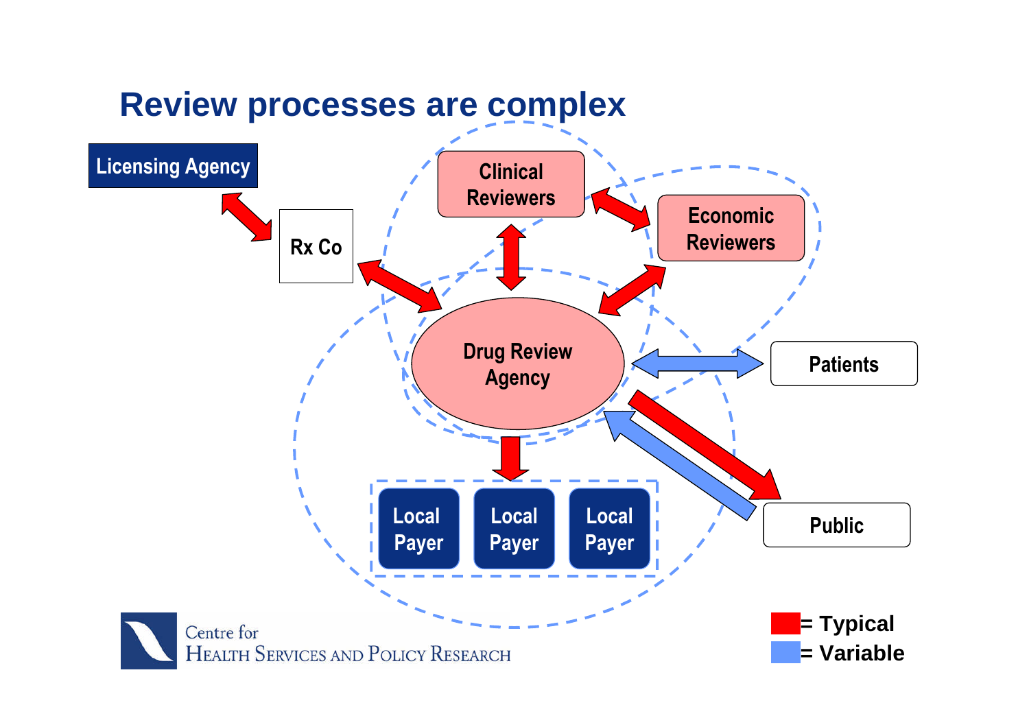# Review processes are complex

Licensing Agency

Rx Co

Clinical Reviewers

Economic Reviewers

Drug Review Agency

Patients

Public

Local Payer

Local Payer

Local Payer

= Typical

= Variable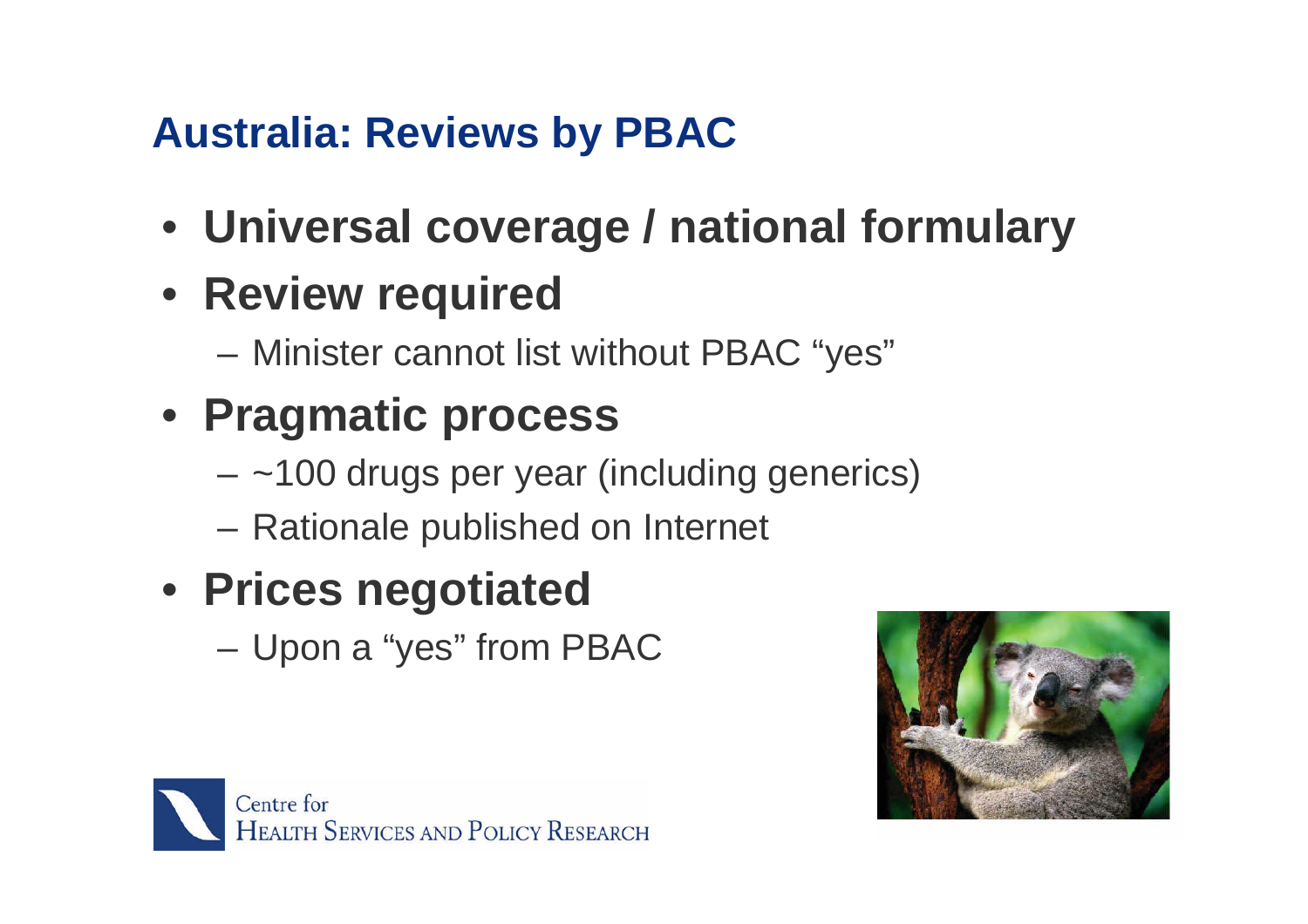## Australia: Reviews by PBAC

- **Universal coverage / national formulary**
- **Review required**
  - Minister cannot list without PBAC "yes"
- **Pragmatic process**
  - ~100 drugs per year (including generics)
  - Rationale published on Internet
- **Prices negotiated**
  - Upon a "yes" from PBAC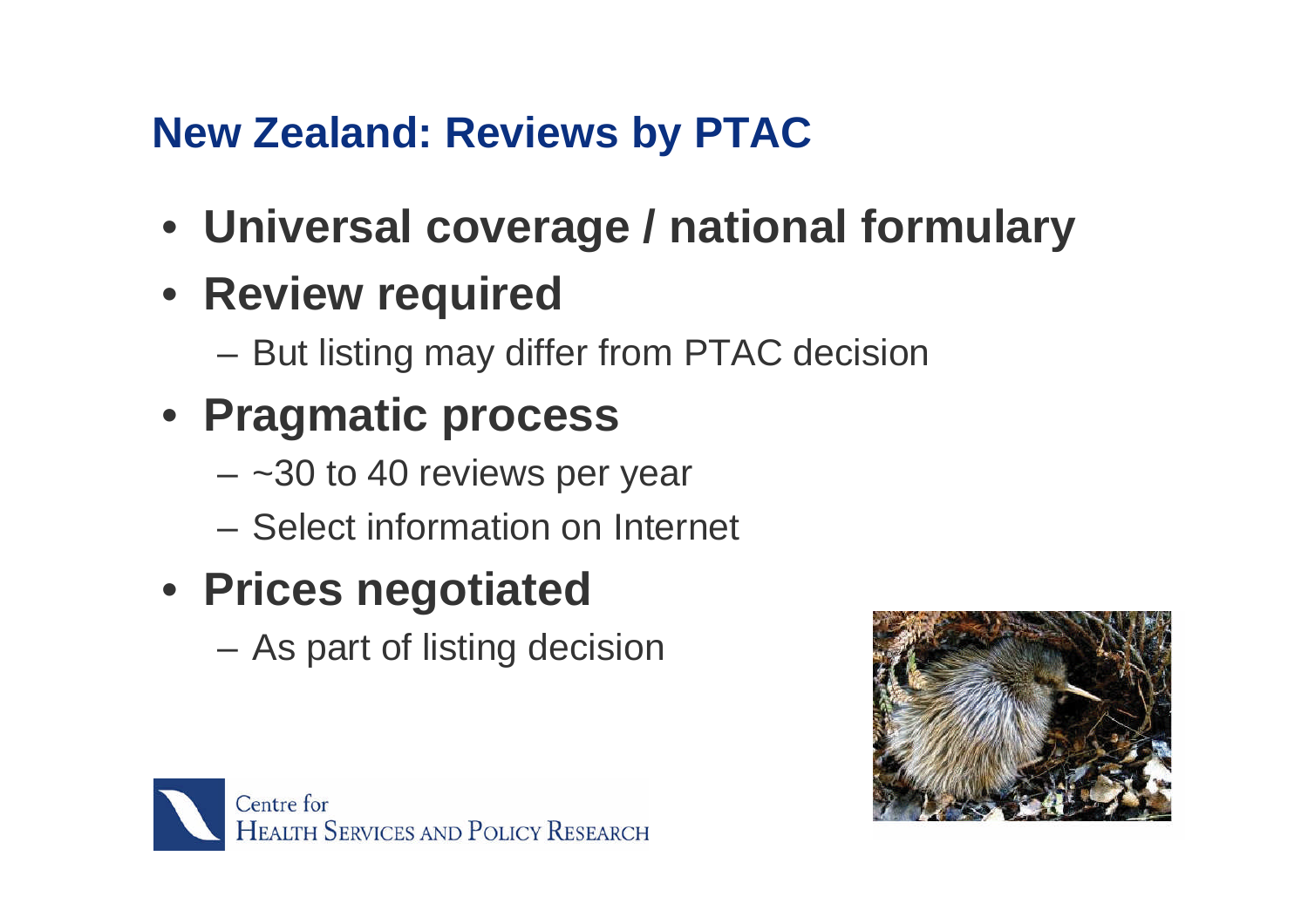## New Zealand: Reviews by PTAC

- **Universal coverage / national formulary**
- **Review required**
  - But listing may differ from PTAC decision
- **Pragmatic process**
  - ~30 to 40 reviews per year
  - Select information on Internet
- **Prices negotiated**
  - As part of listing decision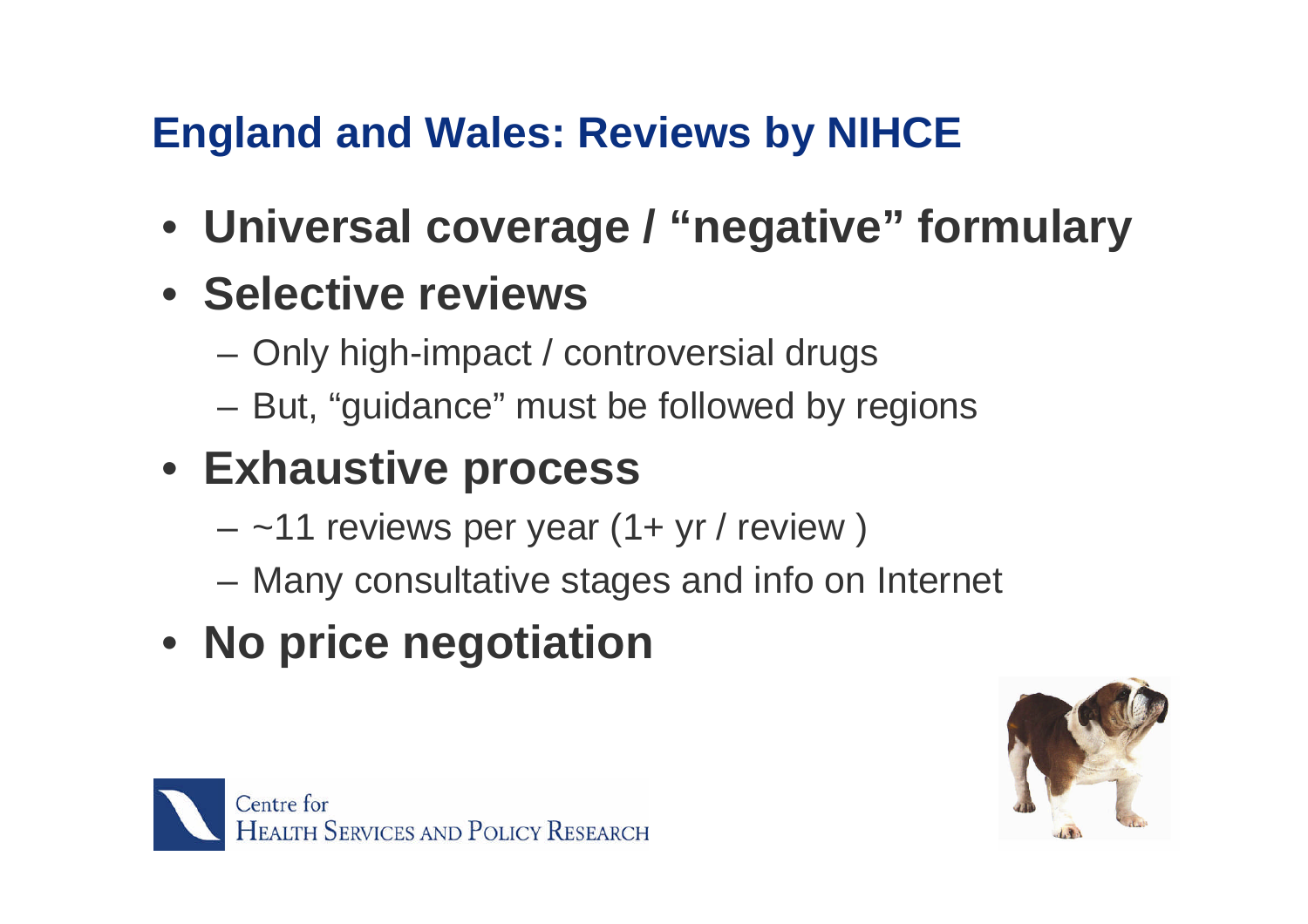## England and Wales: Reviews by NIHCE

- **Universal coverage / "negative" formulary**
- **Selective reviews**
  - Only high-impact / controversial drugs
  - But, "guidance" must be followed by regions
- **Exhaustive process**
  - ~11 reviews per year (1+ yr / review )
  - Many consultative stages and info on Internet
- **No price negotiation**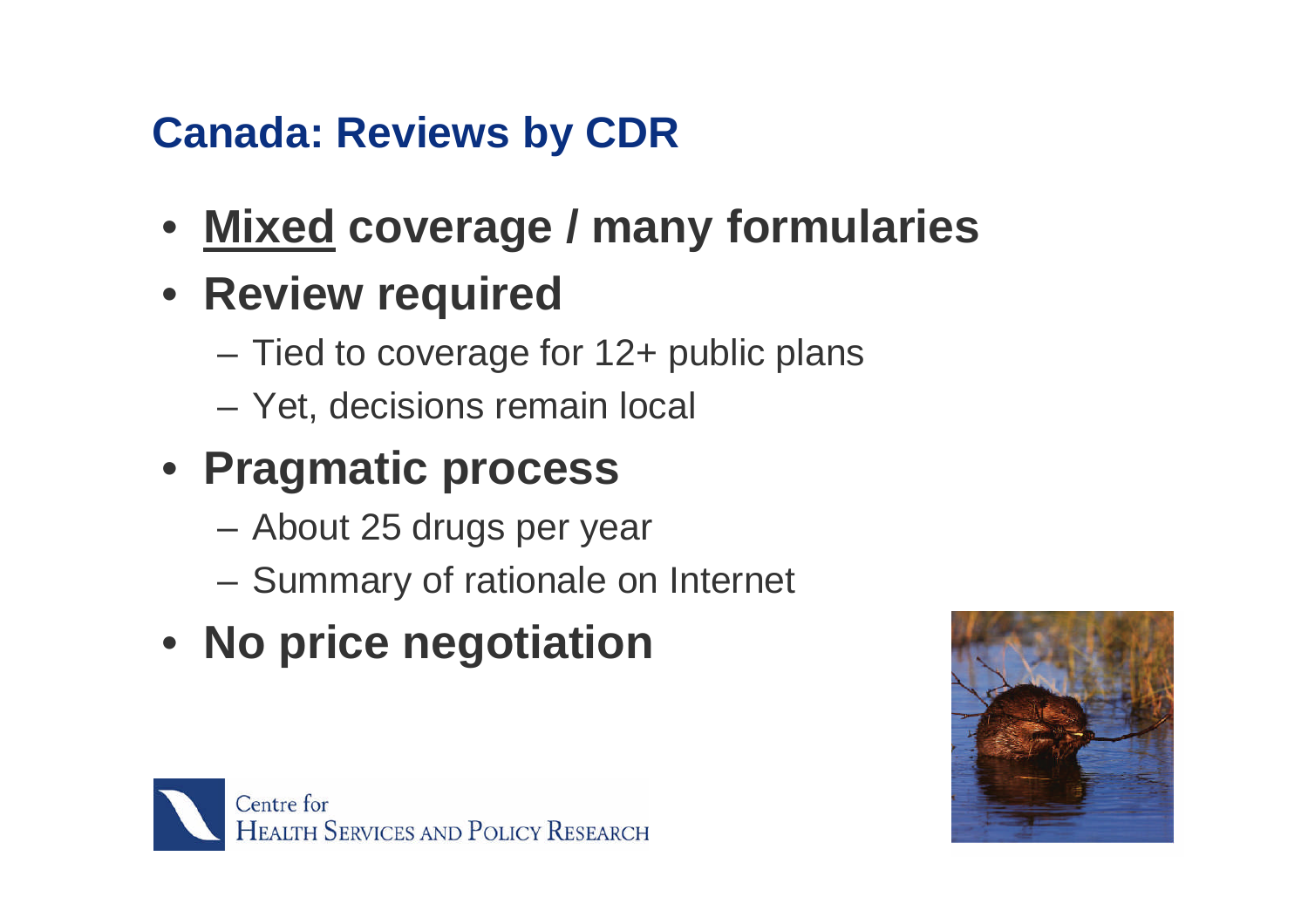## Canada: Reviews by CDR

- <u>**Mixed**</u> **coverage / many formularies**
- **Review required**
  - Tied to coverage for 12+ public plans
  - Yet, decisions remain local
- **Pragmatic process**
  - About 25 drugs per year
  - Summary of rationale on Internet
- **No price negotiation**

Centre for Health Services and Policy Research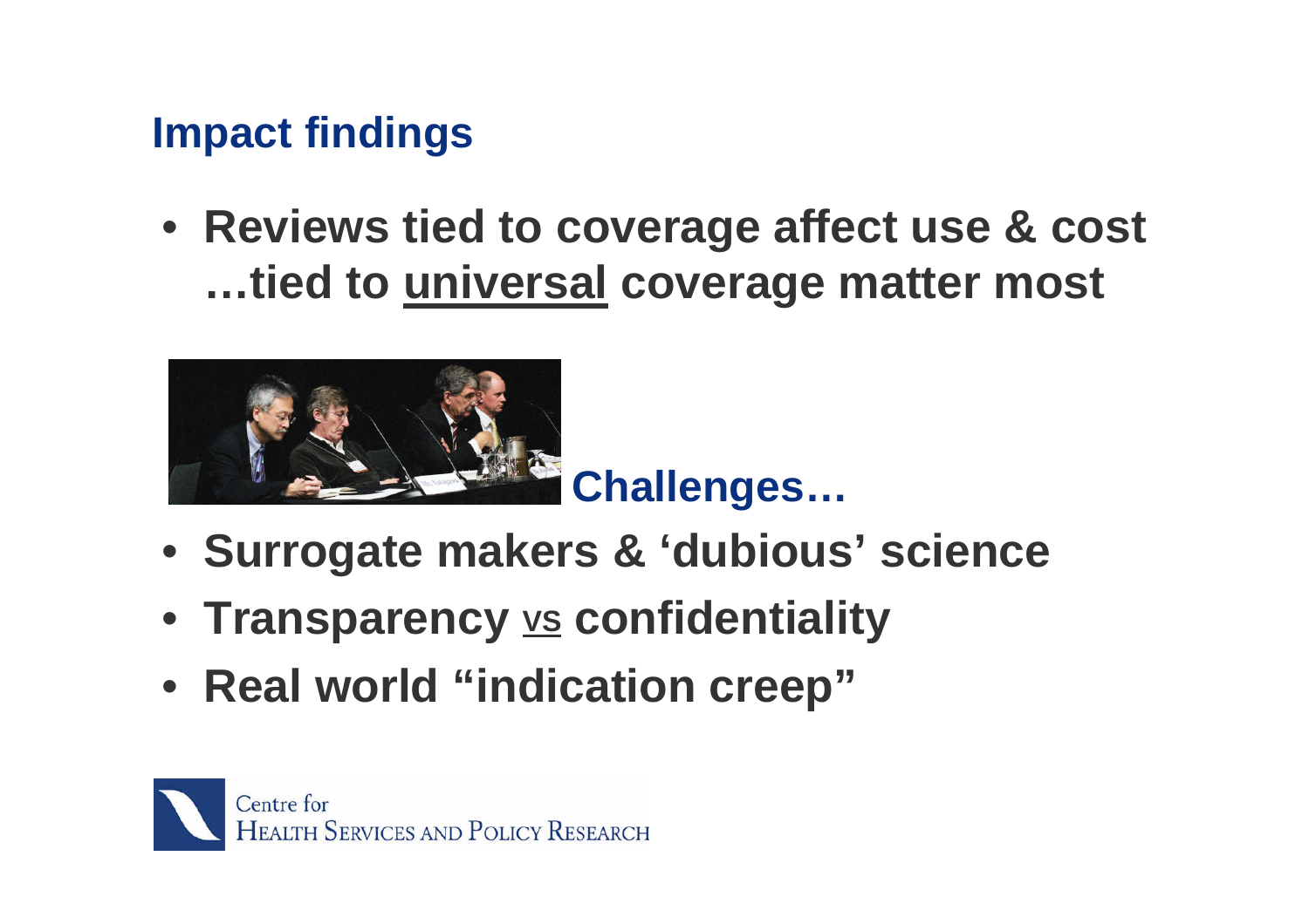## Impact findings

- **Reviews tied to coverage affect use & cost …tied to <u>universal</u> coverage matter most**

### Challenges…

- **Surrogate makers & 'dubious' science**
- **Transparency <u>vs</u> confidentiality**
- **Real world "indication creep"**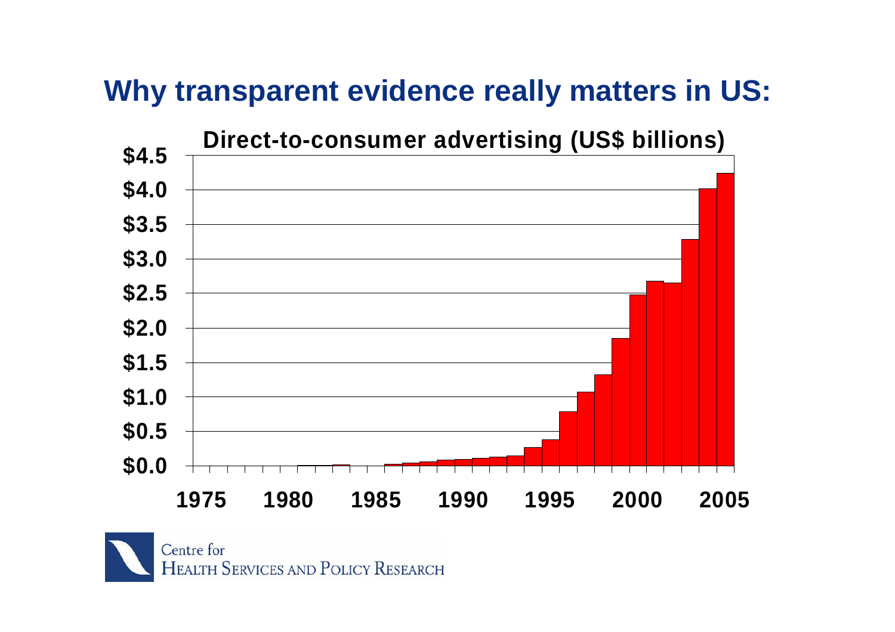# Why transparent evidence really matters in US:

**Direct-to-consumer advertising (US$ billions)**

$4.5
$4.0
$3.5
$3.0
$2.5
$2.0
$1.5
$1.0
$0.5
$0.0

1975 1980 1985 1990 1995 2000 2005

Centre for Health Services and Policy Research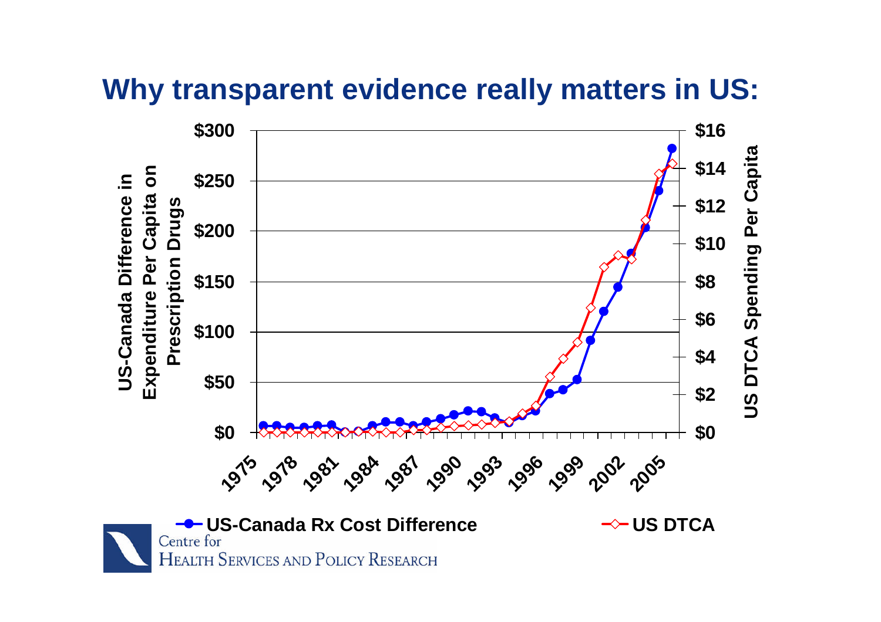# Why transparent evidence really matters in US:

| | |
|---|---|
| **Left axis:** US-Canada Difference in Expenditure Per Capita on Prescription Drugs | $0, $50, $100, $150, $200, $250, $300 |
| **Right axis:** US DTCA Spending Per Capita | $0, $2, $4, $6, $8, $10, $12, $14, $16 |
| **Years** | 1975, 1978, 1981, 1984, 1987, 1990, 1993, 1996, 1999, 2002, 2005 |

**US-Canada Rx Cost Difference** **US DTCA**

Centre for Health Services and Policy Research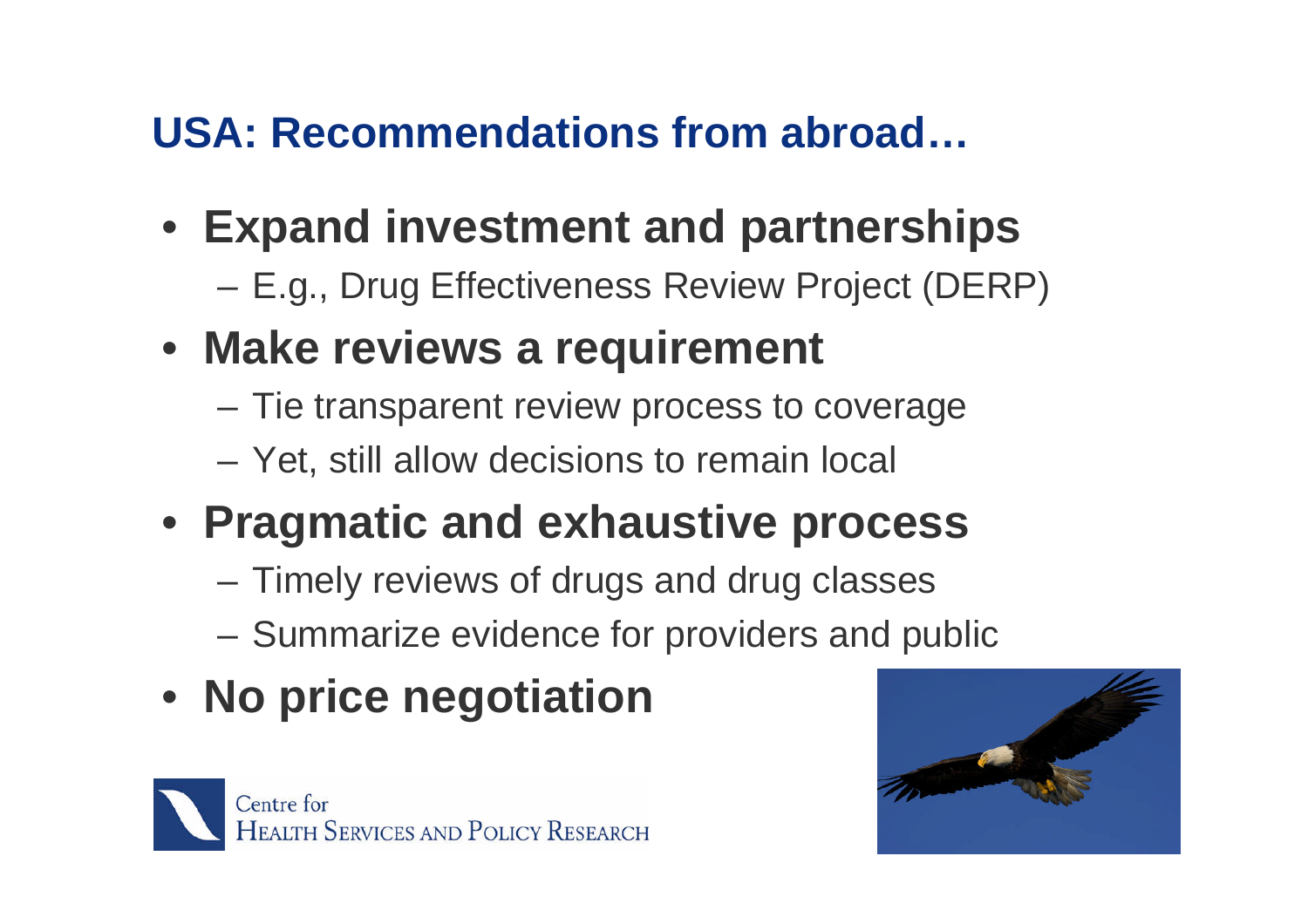## USA: Recommendations from abroad…

- **Expand investment and partnerships**
  - E.g., Drug Effectiveness Review Project (DERP)
- **Make reviews a requirement**
  - Tie transparent review process to coverage
  - Yet, still allow decisions to remain local
- **Pragmatic and exhaustive process**
  - Timely reviews of drugs and drug classes
  - Summarize evidence for providers and public
- **No price negotiation**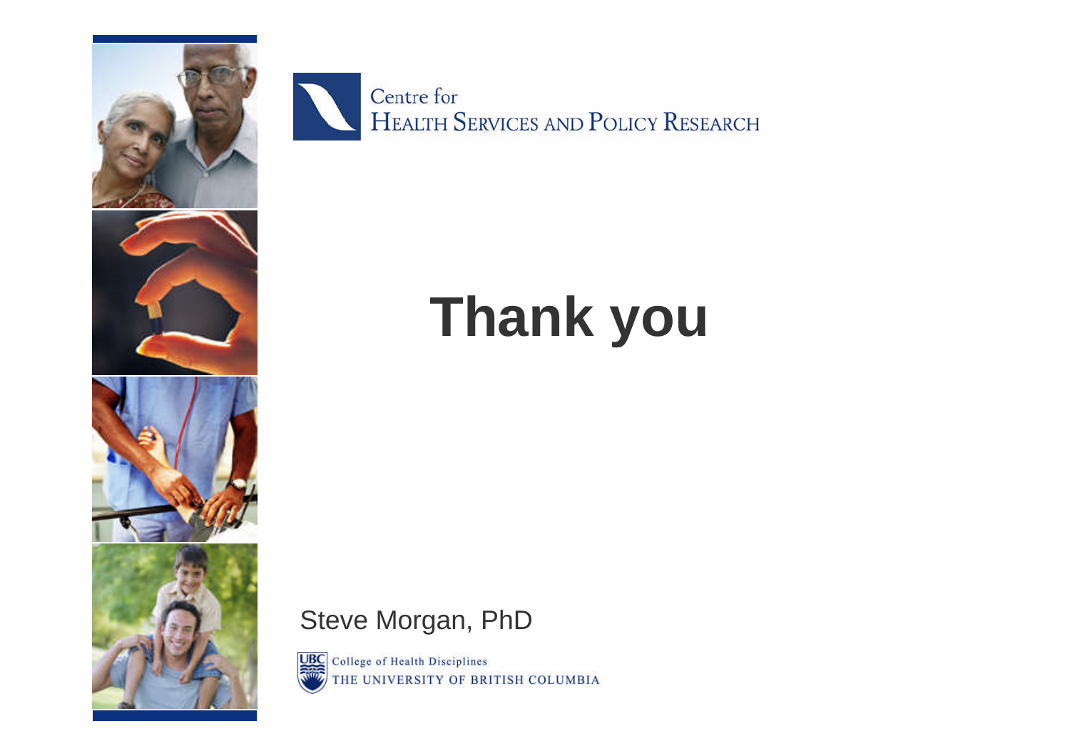Centre for
Health Services and Policy Research

# Thank you

Steve Morgan, PhD

College of Health Disciplines
THE UNIVERSITY OF BRITISH COLUMBIA